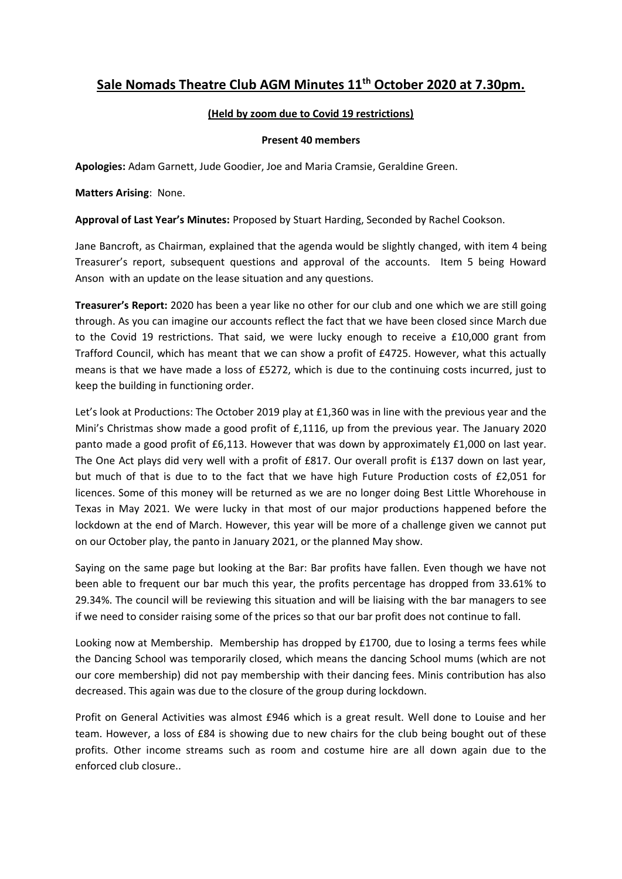# Sale Nomads Theatre Club AGM Minutes 11th October 2020 at 7.30pm.

**(Held by zoom due to Covid 19 restrictions)**

**Present 40 members**

**Apologies:** Adam Garnett, Jude Goodier, Joe and Maria Cramsie, Geraldine Green.

**Matters Arising**: None.

**Approval of Last Year's Minutes:** Proposed by Stuart Harding, Seconded by Rachel Cookson.

Jane Bancroft, as Chairman, explained that the agenda would be slightly changed, with item 4 being Treasurer's report, subsequent questions and approval of the accounts. Item 5 being Howard Anson with an update on the lease situation and any questions.

**Treasurer's Report:** 2020 has been a year like no other for our club and one which we are still going through. As you can imagine our accounts reflect the fact that we have been closed since March due to the Covid 19 restrictions. That said, we were lucky enough to receive a £10,000 grant from Trafford Council, which has meant that we can show a profit of £4725. However, what this actually means is that we have made a loss of £5272, which is due to the continuing costs incurred, just to keep the building in functioning order.

Let's look at Productions: The October 2019 play at £1,360 was in line with the previous year and the Mini's Christmas show made a good profit of £,1116, up from the previous year. The January 2020 panto made a good profit of £6,113. However that was down by approximately £1,000 on last year. The One Act plays did very well with a profit of £817. Our overall profit is £137 down on last year, but much of that is due to to the fact that we have high Future Production costs of £2,051 for licences. Some of this money will be returned as we are no longer doing Best Little Whorehouse in Texas in May 2021. We were lucky in that most of our major productions happened before the lockdown at the end of March. However, this year will be more of a challenge given we cannot put on our October play, the panto in January 2021, or the planned May show.

Saying on the same page but looking at the Bar: Bar profits have fallen. Even though we have not been able to frequent our bar much this year, the profits percentage has dropped from 33.61% to 29.34%. The council will be reviewing this situation and will be liaising with the bar managers to see if we need to consider raising some of the prices so that our bar profit does not continue to fall.

Looking now at Membership. Membership has dropped by £1700, due to losing a terms fees while the Dancing School was temporarily closed, which means the dancing School mums (which are not our core membership) did not pay membership with their dancing fees. Minis contribution has also decreased. This again was due to the closure of the group during lockdown.

Profit on General Activities was almost £946 which is a great result. Well done to Louise and her team. However, a loss of £84 is showing due to new chairs for the club being bought out of these profits. Other income streams such as room and costume hire are all down again due to the enforced club closure..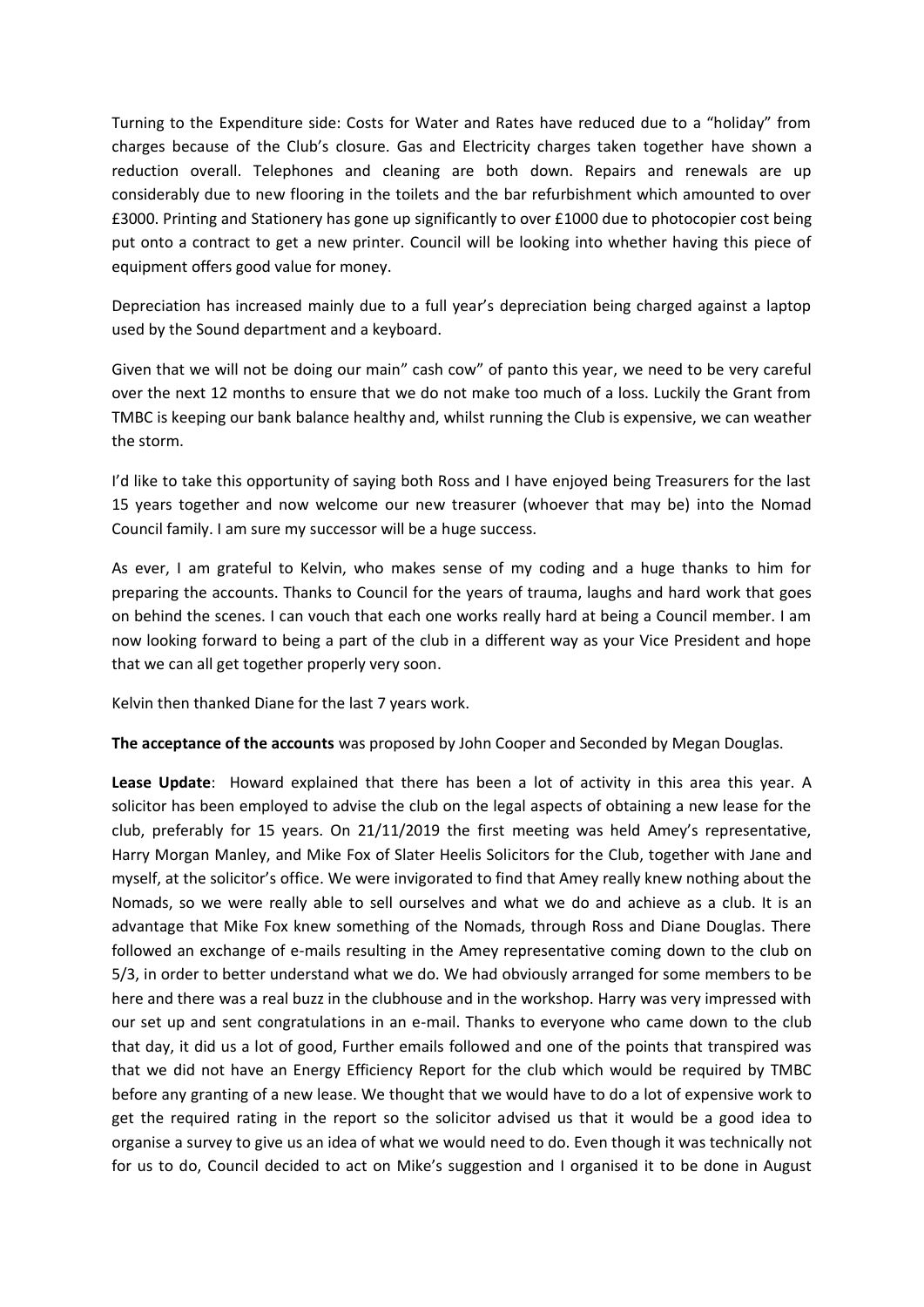Turning to the Expenditure side: Costs for Water and Rates have reduced due to a "holiday" from charges because of the Club's closure. Gas and Electricity charges taken together have shown a reduction overall. Telephones and cleaning are both down. Repairs and renewals are up considerably due to new flooring in the toilets and the bar refurbishment which amounted to over £3000. Printing and Stationery has gone up significantly to over £1000 due to photocopier cost being put onto a contract to get a new printer. Council will be looking into whether having this piece of equipment offers good value for money.

Depreciation has increased mainly due to a full year's depreciation being charged against a laptop used by the Sound department and a keyboard.

Given that we will not be doing our main" cash cow" of panto this year, we need to be very careful over the next 12 months to ensure that we do not make too much of a loss. Luckily the Grant from TMBC is keeping our bank balance healthy and, whilst running the Club is expensive, we can weather the storm.

I'd like to take this opportunity of saying both Ross and I have enjoyed being Treasurers for the last 15 years together and now welcome our new treasurer (whoever that may be) into the Nomad Council family. I am sure my successor will be a huge success.

As ever, I am grateful to Kelvin, who makes sense of my coding and a huge thanks to him for preparing the accounts. Thanks to Council for the years of trauma, laughs and hard work that goes on behind the scenes. I can vouch that each one works really hard at being a Council member. I am now looking forward to being a part of the club in a different way as your Vice President and hope that we can all get together properly very soon.

Kelvin then thanked Diane for the last 7 years work.

**The acceptance of the accounts** was proposed by John Cooper and Seconded by Megan Douglas.

**Lease Update**: Howard explained that there has been a lot of activity in this area this year. A solicitor has been employed to advise the club on the legal aspects of obtaining a new lease for the club, preferably for 15 years. On 21/11/2019 the first meeting was held Amey's representative, Harry Morgan Manley, and Mike Fox of Slater Heelis Solicitors for the Club, together with Jane and myself, at the solicitor's office. We were invigorated to find that Amey really knew nothing about the Nomads, so we were really able to sell ourselves and what we do and achieve as a club. It is an advantage that Mike Fox knew something of the Nomads, through Ross and Diane Douglas. There followed an exchange of e-mails resulting in the Amey representative coming down to the club on 5/3, in order to better understand what we do. We had obviously arranged for some members to be here and there was a real buzz in the clubhouse and in the workshop. Harry was very impressed with our set up and sent congratulations in an e-mail. Thanks to everyone who came down to the club that day, it did us a lot of good, Further emails followed and one of the points that transpired was that we did not have an Energy Efficiency Report for the club which would be required by TMBC before any granting of a new lease. We thought that we would have to do a lot of expensive work to get the required rating in the report so the solicitor advised us that it would be a good idea to organise a survey to give us an idea of what we would need to do. Even though it was technically not for us to do, Council decided to act on Mike's suggestion and I organised it to be done in August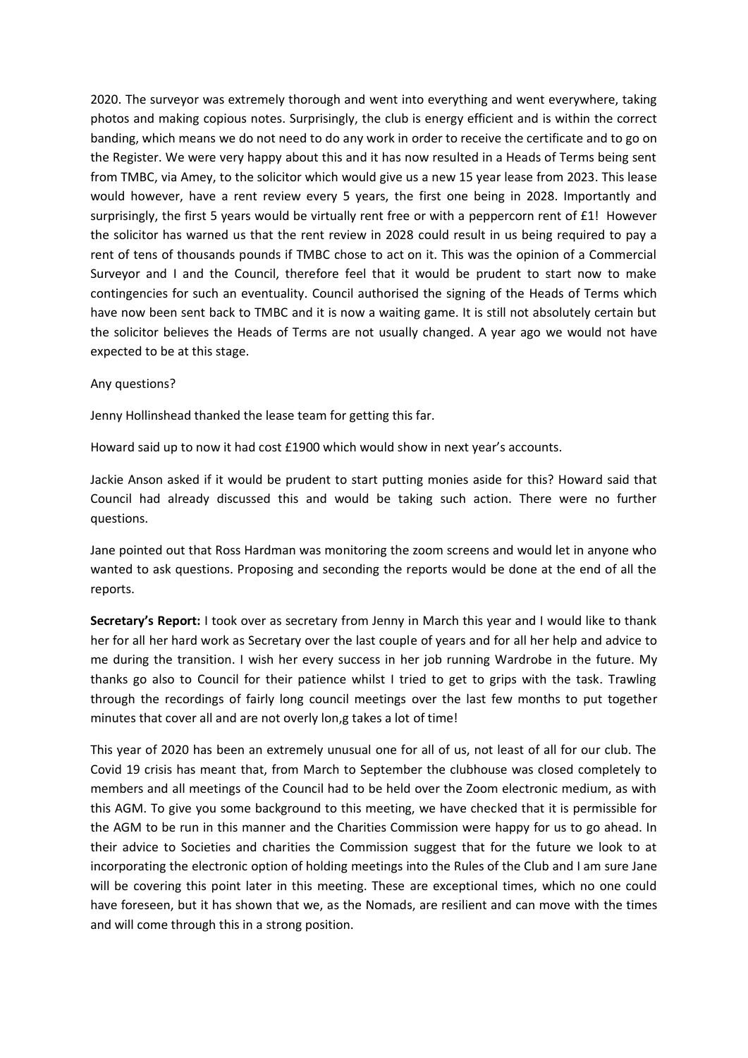2020. The surveyor was extremely thorough and went into everything and went everywhere, taking photos and making copious notes. Surprisingly, the club is energy efficient and is within the correct banding, which means we do not need to do any work in order to receive the certificate and to go on the Register. We were very happy about this and it has now resulted in a Heads of Terms being sent from TMBC, via Amey, to the solicitor which would give us a new 15 year lease from 2023. This lease would however, have a rent review every 5 years, the first one being in 2028. Importantly and surprisingly, the first 5 years would be virtually rent free or with a peppercorn rent of £1! However the solicitor has warned us that the rent review in 2028 could result in us being required to pay a rent of tens of thousands pounds if TMBC chose to act on it. This was the opinion of a Commercial Surveyor and I and the Council, therefore feel that it would be prudent to start now to make contingencies for such an eventuality. Council authorised the signing of the Heads of Terms which have now been sent back to TMBC and it is now a waiting game. It is still not absolutely certain but the solicitor believes the Heads of Terms are not usually changed. A year ago we would not have expected to be at this stage.

Any questions?

Jenny Hollinshead thanked the lease team for getting this far.

Howard said up to now it had cost £1900 which would show in next year's accounts.

Jackie Anson asked if it would be prudent to start putting monies aside for this? Howard said that Council had already discussed this and would be taking such action. There were no further questions.

Jane pointed out that Ross Hardman was monitoring the zoom screens and would let in anyone who wanted to ask questions. Proposing and seconding the reports would be done at the end of all the reports.

**Secretary's Report:** I took over as secretary from Jenny in March this year and I would like to thank her for all her hard work as Secretary over the last couple of years and for all her help and advice to me during the transition. I wish her every success in her job running Wardrobe in the future. My thanks go also to Council for their patience whilst I tried to get to grips with the task. Trawling through the recordings of fairly long council meetings over the last few months to put together minutes that cover all and are not overly lon,g takes a lot of time!

This year of 2020 has been an extremely unusual one for all of us, not least of all for our club. The Covid 19 crisis has meant that, from March to September the clubhouse was closed completely to members and all meetings of the Council had to be held over the Zoom electronic medium, as with this AGM. To give you some background to this meeting, we have checked that it is permissible for the AGM to be run in this manner and the Charities Commission were happy for us to go ahead. In their advice to Societies and charities the Commission suggest that for the future we look to at incorporating the electronic option of holding meetings into the Rules of the Club and I am sure Jane will be covering this point later in this meeting. These are exceptional times, which no one could have foreseen, but it has shown that we, as the Nomads, are resilient and can move with the times and will come through this in a strong position.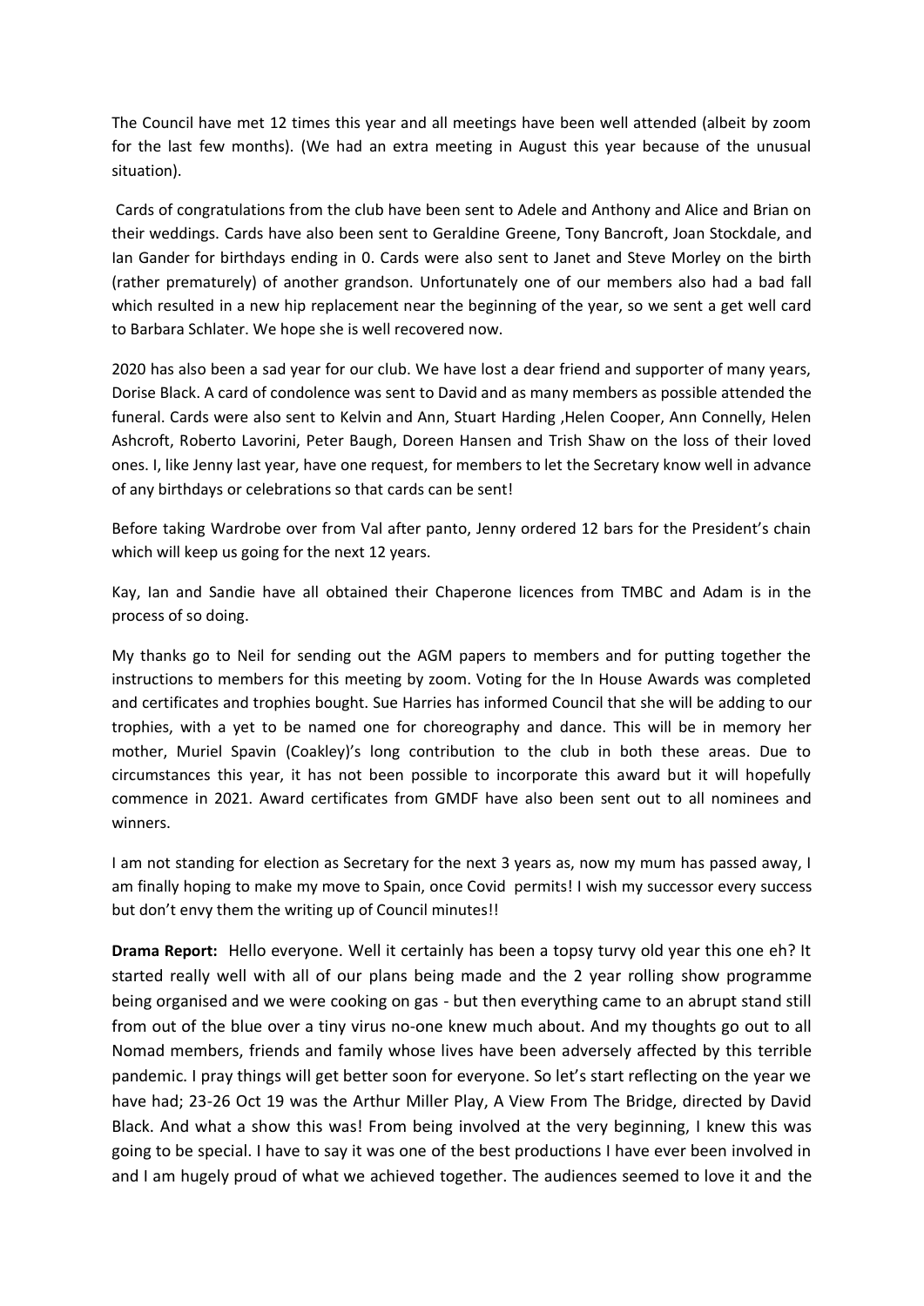The Council have met 12 times this year and all meetings have been well attended (albeit by zoom for the last few months). (We had an extra meeting in August this year because of the unusual situation).

Cards of congratulations from the club have been sent to Adele and Anthony and Alice and Brian on their weddings. Cards have also been sent to Geraldine Greene, Tony Bancroft, Joan Stockdale, and Ian Gander for birthdays ending in 0. Cards were also sent to Janet and Steve Morley on the birth (rather prematurely) of another grandson. Unfortunately one of our members also had a bad fall which resulted in a new hip replacement near the beginning of the year, so we sent a get well card to Barbara Schlater. We hope she is well recovered now.

2020 has also been a sad year for our club. We have lost a dear friend and supporter of many years, Dorise Black. A card of condolence was sent to David and as many members as possible attended the funeral. Cards were also sent to Kelvin and Ann, Stuart Harding ,Helen Cooper, Ann Connelly, Helen Ashcroft, Roberto Lavorini, Peter Baugh, Doreen Hansen and Trish Shaw on the loss of their loved ones. I, like Jenny last year, have one request, for members to let the Secretary know well in advance of any birthdays or celebrations so that cards can be sent!

Before taking Wardrobe over from Val after panto, Jenny ordered 12 bars for the President's chain which will keep us going for the next 12 years.

Kay, Ian and Sandie have all obtained their Chaperone licences from TMBC and Adam is in the process of so doing.

My thanks go to Neil for sending out the AGM papers to members and for putting together the instructions to members for this meeting by zoom. Voting for the In House Awards was completed and certificates and trophies bought. Sue Harries has informed Council that she will be adding to our trophies, with a yet to be named one for choreography and dance. This will be in memory her mother, Muriel Spavin (Coakley)'s long contribution to the club in both these areas. Due to circumstances this year, it has not been possible to incorporate this award but it will hopefully commence in 2021. Award certificates from GMDF have also been sent out to all nominees and winners.

I am not standing for election as Secretary for the next 3 years as, now my mum has passed away, I am finally hoping to make my move to Spain, once Covid permits! I wish my successor every success but don't envy them the writing up of Council minutes!!

**Drama Report:** Hello everyone. Well it certainly has been a topsy turvy old year this one eh? It started really well with all of our plans being made and the 2 year rolling show programme being organised and we were cooking on gas - but then everything came to an abrupt stand still from out of the blue over a tiny virus no-one knew much about. And my thoughts go out to all Nomad members, friends and family whose lives have been adversely affected by this terrible pandemic. I pray things will get better soon for everyone. So let's start reflecting on the year we have had; 23-26 Oct 19 was the Arthur Miller Play, A View From The Bridge, directed by David Black. And what a show this was! From being involved at the very beginning, I knew this was going to be special. I have to say it was one of the best productions I have ever been involved in and I am hugely proud of what we achieved together. The audiences seemed to love it and the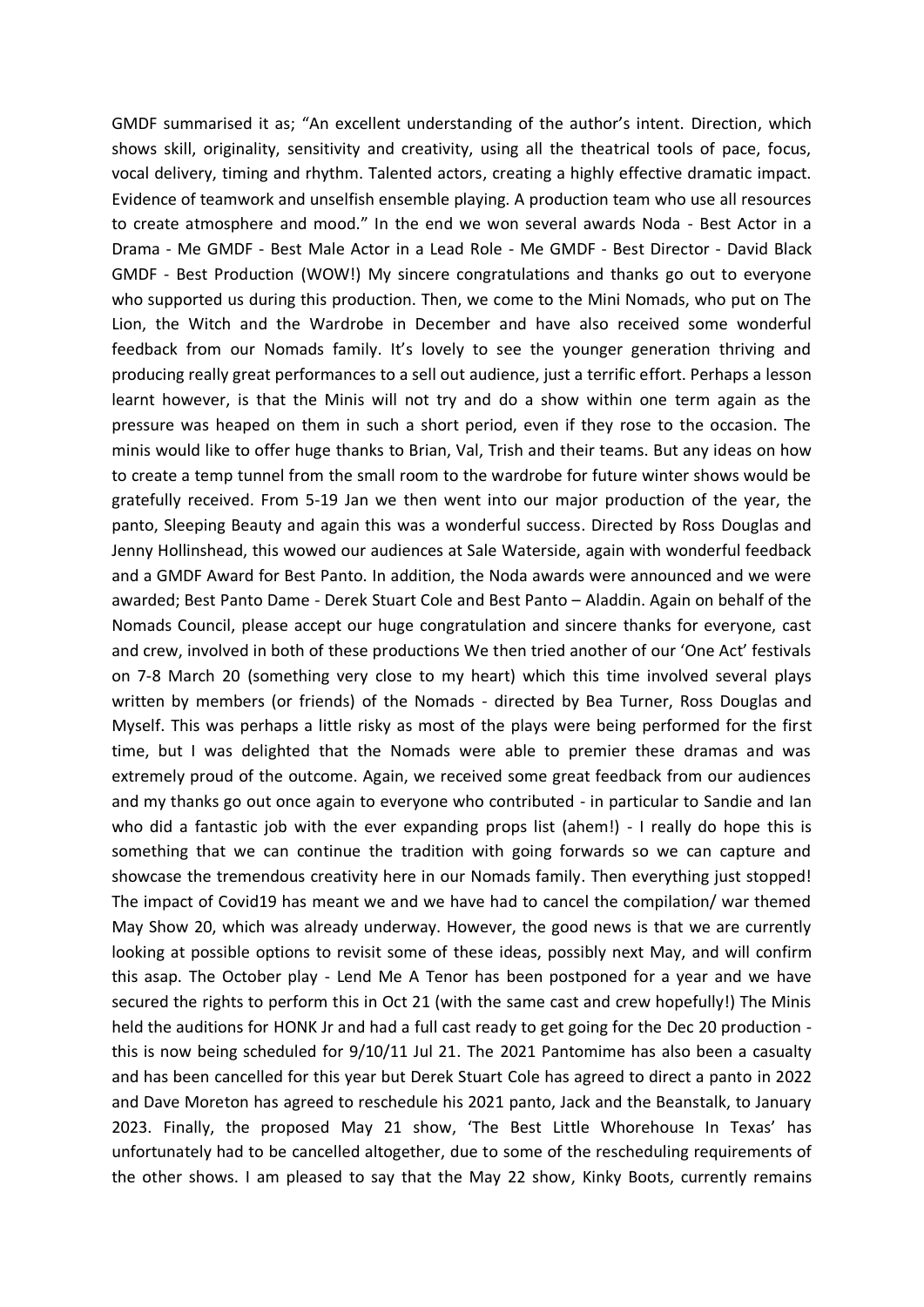GMDF summarised it as; "An excellent understanding of the author's intent. Direction, which shows skill, originality, sensitivity and creativity, using all the theatrical tools of pace, focus, vocal delivery, timing and rhythm. Talented actors, creating a highly effective dramatic impact. Evidence of teamwork and unselfish ensemble playing. A production team who use all resources to create atmosphere and mood." In the end we won several awards Noda - Best Actor in a Drama - Me GMDF - Best Male Actor in a Lead Role - Me GMDF - Best Director - David Black GMDF - Best Production (WOW!) My sincere congratulations and thanks go out to everyone who supported us during this production. Then, we come to the Mini Nomads, who put on The Lion, the Witch and the Wardrobe in December and have also received some wonderful feedback from our Nomads family. It's lovely to see the younger generation thriving and producing really great performances to a sell out audience, just a terrific effort. Perhaps a lesson learnt however, is that the Minis will not try and do a show within one term again as the pressure was heaped on them in such a short period, even if they rose to the occasion. The minis would like to offer huge thanks to Brian, Val, Trish and their teams. But any ideas on how to create a temp tunnel from the small room to the wardrobe for future winter shows would be gratefully received. From 5-19 Jan we then went into our major production of the year, the panto, Sleeping Beauty and again this was a wonderful success. Directed by Ross Douglas and Jenny Hollinshead, this wowed our audiences at Sale Waterside, again with wonderful feedback and a GMDF Award for Best Panto. In addition, the Noda awards were announced and we were awarded; Best Panto Dame - Derek Stuart Cole and Best Panto – Aladdin. Again on behalf of the Nomads Council, please accept our huge congratulation and sincere thanks for everyone, cast and crew, involved in both of these productions We then tried another of our 'One Act' festivals on 7-8 March 20 (something very close to my heart) which this time involved several plays written by members (or friends) of the Nomads - directed by Bea Turner, Ross Douglas and Myself. This was perhaps a little risky as most of the plays were being performed for the first time, but I was delighted that the Nomads were able to premier these dramas and was extremely proud of the outcome. Again, we received some great feedback from our audiences and my thanks go out once again to everyone who contributed - in particular to Sandie and Ian who did a fantastic job with the ever expanding props list (ahem!) - I really do hope this is something that we can continue the tradition with going forwards so we can capture and showcase the tremendous creativity here in our Nomads family. Then everything just stopped! The impact of Covid19 has meant we and we have had to cancel the compilation/ war themed May Show 20, which was already underway. However, the good news is that we are currently looking at possible options to revisit some of these ideas, possibly next May, and will confirm this asap. The October play - Lend Me A Tenor has been postponed for a year and we have secured the rights to perform this in Oct 21 (with the same cast and crew hopefully!) The Minis held the auditions for HONK Jr and had a full cast ready to get going for the Dec 20 production - this is now being scheduled for 9/10/11 Jul 21. The 2021 Pantomime has also been a casualty and has been cancelled for this year but Derek Stuart Cole has agreed to direct a panto in 2022 and Dave Moreton has agreed to reschedule his 2021 panto, Jack and the Beanstalk, to January 2023. Finally, the proposed May 21 show, 'The Best Little Whorehouse In Texas' has unfortunately had to be cancelled altogether, due to some of the rescheduling requirements of the other shows. I am pleased to say that the May 22 show, Kinky Boots, currently remains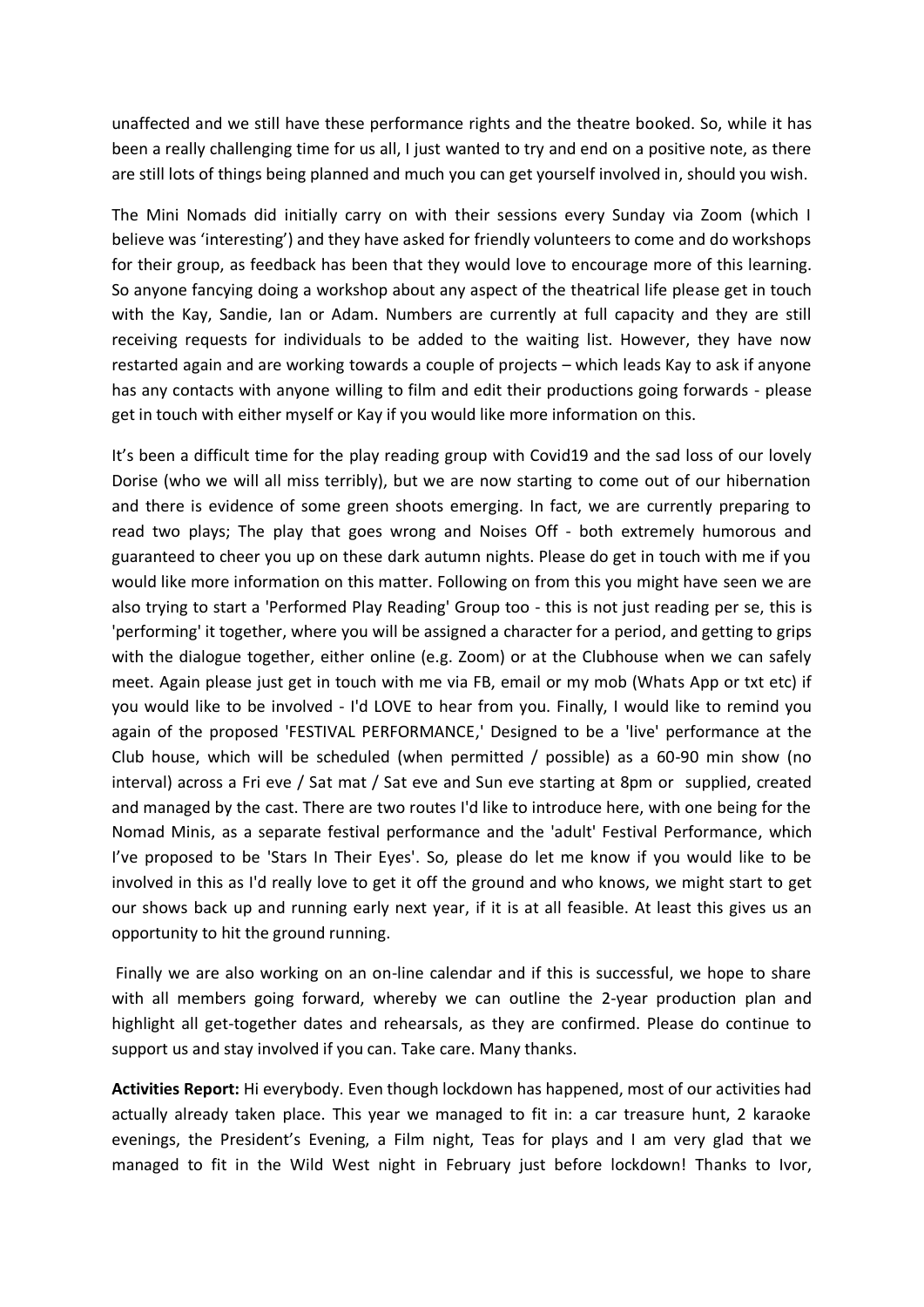unaffected and we still have these performance rights and the theatre booked. So, while it has been a really challenging time for us all, I just wanted to try and end on a positive note, as there are still lots of things being planned and much you can get yourself involved in, should you wish.

The Mini Nomads did initially carry on with their sessions every Sunday via Zoom (which I believe was 'interesting') and they have asked for friendly volunteers to come and do workshops for their group, as feedback has been that they would love to encourage more of this learning. So anyone fancying doing a workshop about any aspect of the theatrical life please get in touch with the Kay, Sandie, Ian or Adam. Numbers are currently at full capacity and they are still receiving requests for individuals to be added to the waiting list. However, they have now restarted again and are working towards a couple of projects – which leads Kay to ask if anyone has any contacts with anyone willing to film and edit their productions going forwards - please get in touch with either myself or Kay if you would like more information on this.

It's been a difficult time for the play reading group with Covid19 and the sad loss of our lovely Dorise (who we will all miss terribly), but we are now starting to come out of our hibernation and there is evidence of some green shoots emerging. In fact, we are currently preparing to read two plays; The play that goes wrong and Noises Off - both extremely humorous and guaranteed to cheer you up on these dark autumn nights. Please do get in touch with me if you would like more information on this matter. Following on from this you might have seen we are also trying to start a 'Performed Play Reading' Group too - this is not just reading per se, this is 'performing' it together, where you will be assigned a character for a period, and getting to grips with the dialogue together, either online (e.g. Zoom) or at the Clubhouse when we can safely meet. Again please just get in touch with me via FB, email or my mob (Whats App or txt etc) if you would like to be involved - I'd LOVE to hear from you. Finally, I would like to remind you again of the proposed 'FESTIVAL PERFORMANCE,' Designed to be a 'live' performance at the Club house, which will be scheduled (when permitted / possible) as a 60-90 min show (no interval) across a Fri eve / Sat mat / Sat eve and Sun eve starting at 8pm or supplied, created and managed by the cast. There are two routes I'd like to introduce here, with one being for the Nomad Minis, as a separate festival performance and the 'adult' Festival Performance, which I've proposed to be 'Stars In Their Eyes'. So, please do let me know if you would like to be involved in this as I'd really love to get it off the ground and who knows, we might start to get our shows back up and running early next year, if it is at all feasible. At least this gives us an opportunity to hit the ground running.

Finally we are also working on an on-line calendar and if this is successful, we hope to share with all members going forward, whereby we can outline the 2-year production plan and highlight all get-together dates and rehearsals, as they are confirmed. Please do continue to support us and stay involved if you can. Take care. Many thanks.

**Activities Report:** Hi everybody. Even though lockdown has happened, most of our activities had actually already taken place. This year we managed to fit in: a car treasure hunt, 2 karaoke evenings, the President's Evening, a Film night, Teas for plays and I am very glad that we managed to fit in the Wild West night in February just before lockdown! Thanks to Ivor,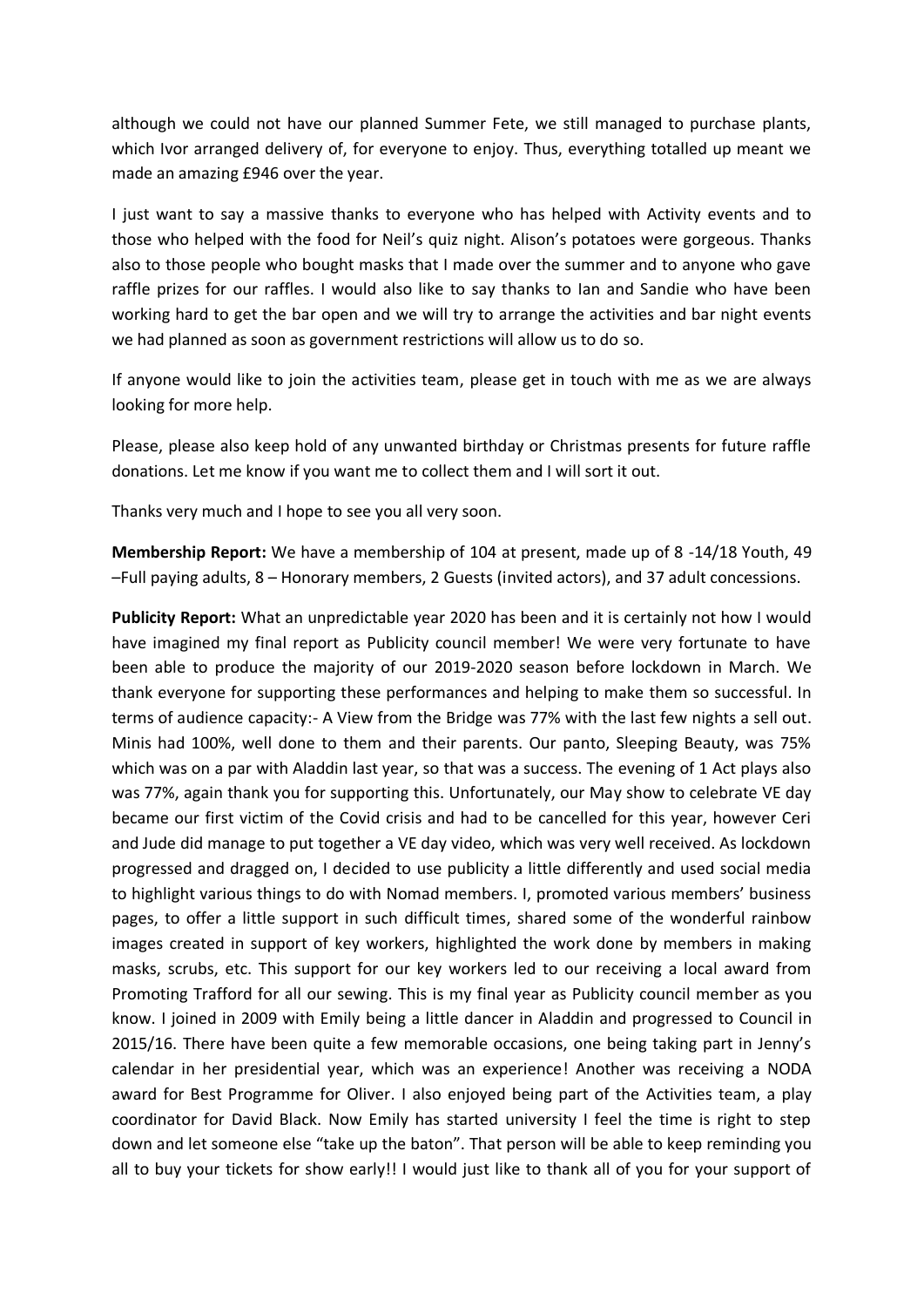although we could not have our planned Summer Fete, we still managed to purchase plants, which Ivor arranged delivery of, for everyone to enjoy. Thus, everything totalled up meant we made an amazing £946 over the year.

I just want to say a massive thanks to everyone who has helped with Activity events and to those who helped with the food for Neil's quiz night. Alison's potatoes were gorgeous. Thanks also to those people who bought masks that I made over the summer and to anyone who gave raffle prizes for our raffles. I would also like to say thanks to Ian and Sandie who have been working hard to get the bar open and we will try to arrange the activities and bar night events we had planned as soon as government restrictions will allow us to do so.

If anyone would like to join the activities team, please get in touch with me as we are always looking for more help.

Please, please also keep hold of any unwanted birthday or Christmas presents for future raffle donations. Let me know if you want me to collect them and I will sort it out.

Thanks very much and I hope to see you all very soon.

**Membership Report:** We have a membership of 104 at present, made up of 8 -14/18 Youth, 49 –Full paying adults, 8 – Honorary members, 2 Guests (invited actors), and 37 adult concessions.

**Publicity Report:** What an unpredictable year 2020 has been and it is certainly not how I would have imagined my final report as Publicity council member! We were very fortunate to have been able to produce the majority of our 2019-2020 season before lockdown in March. We thank everyone for supporting these performances and helping to make them so successful. In terms of audience capacity:- A View from the Bridge was 77% with the last few nights a sell out. Minis had 100%, well done to them and their parents. Our panto, Sleeping Beauty, was 75% which was on a par with Aladdin last year, so that was a success. The evening of 1 Act plays also was 77%, again thank you for supporting this. Unfortunately, our May show to celebrate VE day became our first victim of the Covid crisis and had to be cancelled for this year, however Ceri and Jude did manage to put together a VE day video, which was very well received. As lockdown progressed and dragged on, I decided to use publicity a little differently and used social media to highlight various things to do with Nomad members. I, promoted various members' business pages, to offer a little support in such difficult times, shared some of the wonderful rainbow images created in support of key workers, highlighted the work done by members in making masks, scrubs, etc. This support for our key workers led to our receiving a local award from Promoting Trafford for all our sewing. This is my final year as Publicity council member as you know. I joined in 2009 with Emily being a little dancer in Aladdin and progressed to Council in 2015/16. There have been quite a few memorable occasions, one being taking part in Jenny's calendar in her presidential year, which was an experience! Another was receiving a NODA award for Best Programme for Oliver. I also enjoyed being part of the Activities team, a play coordinator for David Black. Now Emily has started university I feel the time is right to step down and let someone else "take up the baton". That person will be able to keep reminding you all to buy your tickets for show early!! I would just like to thank all of you for your support of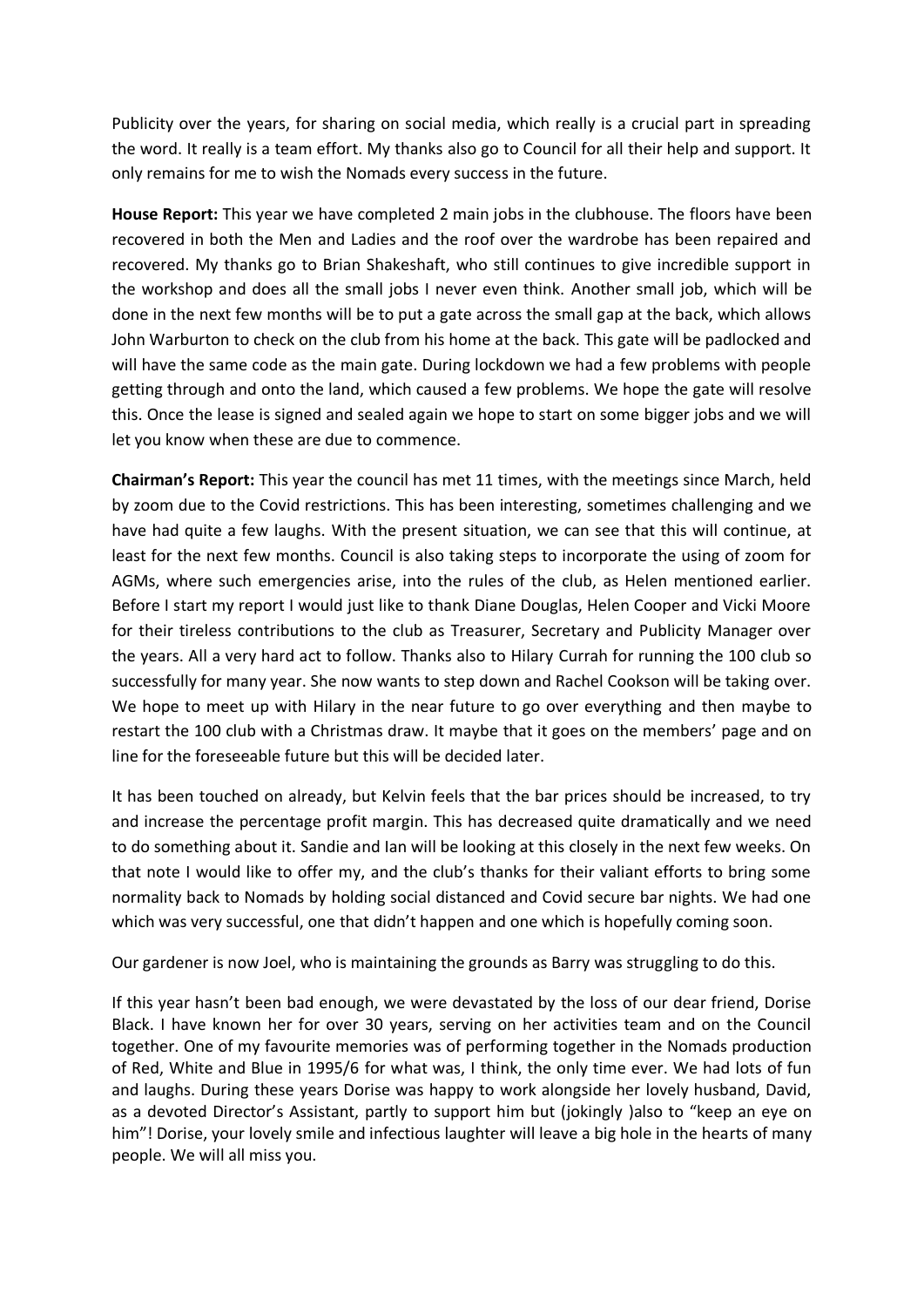Publicity over the years, for sharing on social media, which really is a crucial part in spreading the word. It really is a team effort. My thanks also go to Council for all their help and support. It only remains for me to wish the Nomads every success in the future.

**House Report:** This year we have completed 2 main jobs in the clubhouse. The floors have been recovered in both the Men and Ladies and the roof over the wardrobe has been repaired and recovered. My thanks go to Brian Shakeshaft, who still continues to give incredible support in the workshop and does all the small jobs I never even think. Another small job, which will be done in the next few months will be to put a gate across the small gap at the back, which allows John Warburton to check on the club from his home at the back. This gate will be padlocked and will have the same code as the main gate. During lockdown we had a few problems with people getting through and onto the land, which caused a few problems. We hope the gate will resolve this. Once the lease is signed and sealed again we hope to start on some bigger jobs and we will let you know when these are due to commence.

**Chairman's Report:** This year the council has met 11 times, with the meetings since March, held by zoom due to the Covid restrictions. This has been interesting, sometimes challenging and we have had quite a few laughs. With the present situation, we can see that this will continue, at least for the next few months. Council is also taking steps to incorporate the using of zoom for AGMs, where such emergencies arise, into the rules of the club, as Helen mentioned earlier. Before I start my report I would just like to thank Diane Douglas, Helen Cooper and Vicki Moore for their tireless contributions to the club as Treasurer, Secretary and Publicity Manager over the years. All a very hard act to follow. Thanks also to Hilary Currah for running the 100 club so successfully for many year. She now wants to step down and Rachel Cookson will be taking over. We hope to meet up with Hilary in the near future to go over everything and then maybe to restart the 100 club with a Christmas draw. It maybe that it goes on the members' page and on line for the foreseeable future but this will be decided later.

It has been touched on already, but Kelvin feels that the bar prices should be increased, to try and increase the percentage profit margin. This has decreased quite dramatically and we need to do something about it. Sandie and Ian will be looking at this closely in the next few weeks. On that note I would like to offer my, and the club's thanks for their valiant efforts to bring some normality back to Nomads by holding social distanced and Covid secure bar nights. We had one which was very successful, one that didn't happen and one which is hopefully coming soon.

Our gardener is now Joel, who is maintaining the grounds as Barry was struggling to do this.

If this year hasn't been bad enough, we were devastated by the loss of our dear friend, Dorise Black. I have known her for over 30 years, serving on her activities team and on the Council together. One of my favourite memories was of performing together in the Nomads production of Red, White and Blue in 1995/6 for what was, I think, the only time ever. We had lots of fun and laughs. During these years Dorise was happy to work alongside her lovely husband, David, as a devoted Director's Assistant, partly to support him but (jokingly )also to "keep an eye on him"! Dorise, your lovely smile and infectious laughter will leave a big hole in the hearts of many people. We will all miss you.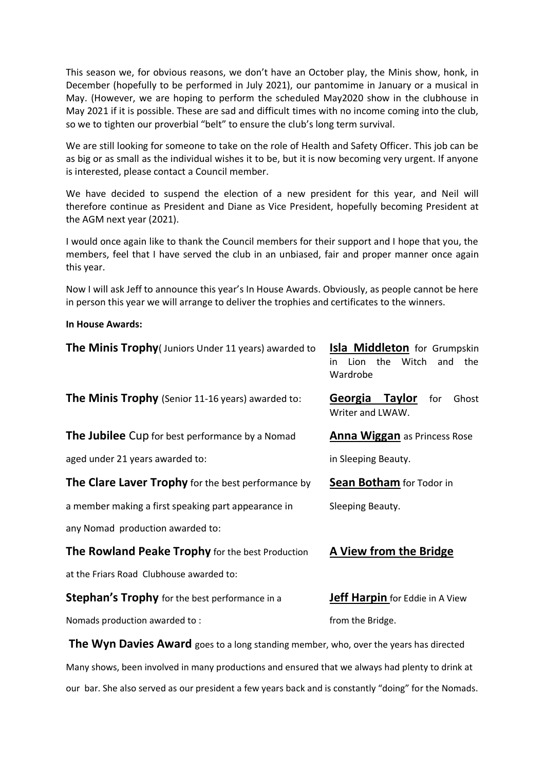This season we, for obvious reasons, we don't have an October play, the Minis show, honk, in December (hopefully to be performed in July 2021), our pantomime in January or a musical in May. (However, we are hoping to perform the scheduled May2020 show in the clubhouse in May 2021 if it is possible. These are sad and difficult times with no income coming into the club, so we to tighten our proverbial "belt" to ensure the club's long term survival.

We are still looking for someone to take on the role of Health and Safety Officer. This job can be as big or as small as the individual wishes it to be, but it is now becoming very urgent. If anyone is interested, please contact a Council member.

We have decided to suspend the election of a new president for this year, and Neil will therefore continue as President and Diane as Vice President, hopefully becoming President at the AGM next year (2021).

I would once again like to thank the Council members for their support and I hope that you, the members, feel that I have served the club in an unbiased, fair and proper manner once again this year.

Now I will ask Jeff to announce this year's In House Awards. Obviously, as people cannot be here in person this year we will arrange to deliver the trophies and certificates to the winners.

**In House Awards:**

**The Minis Trophy**( Juniors Under 11 years) awarded to — **Isla Middleton** for Grumpskin in Lion the Witch and the Wardrobe

**The Minis Trophy** (Senior 11-16 years) awarded to: — **Georgia Taylor** for Ghost Writer and LWAW.

**The Jubilee** Cup for best performance by a Nomad aged under 21 years awarded to: — **Anna Wiggan** as Princess Rose in Sleeping Beauty.

**The Clare Laver Trophy** for the best performance by a member making a first speaking part appearance in any Nomad production awarded to: — **Sean Botham** for Todor in Sleeping Beauty.

**The Rowland Peake Trophy** for the best Production at the Friars Road Clubhouse awarded to: — **A View from the Bridge**

**Stephan's Trophy** for the best performance in a Nomads production awarded to : — **Jeff Harpin** for Eddie in A View from the Bridge.

**The Wyn Davies Award** goes to a long standing member, who, over the years has directed Many shows, been involved in many productions and ensured that we always had plenty to drink at our bar. She also served as our president a few years back and is constantly "doing" for the Nomads.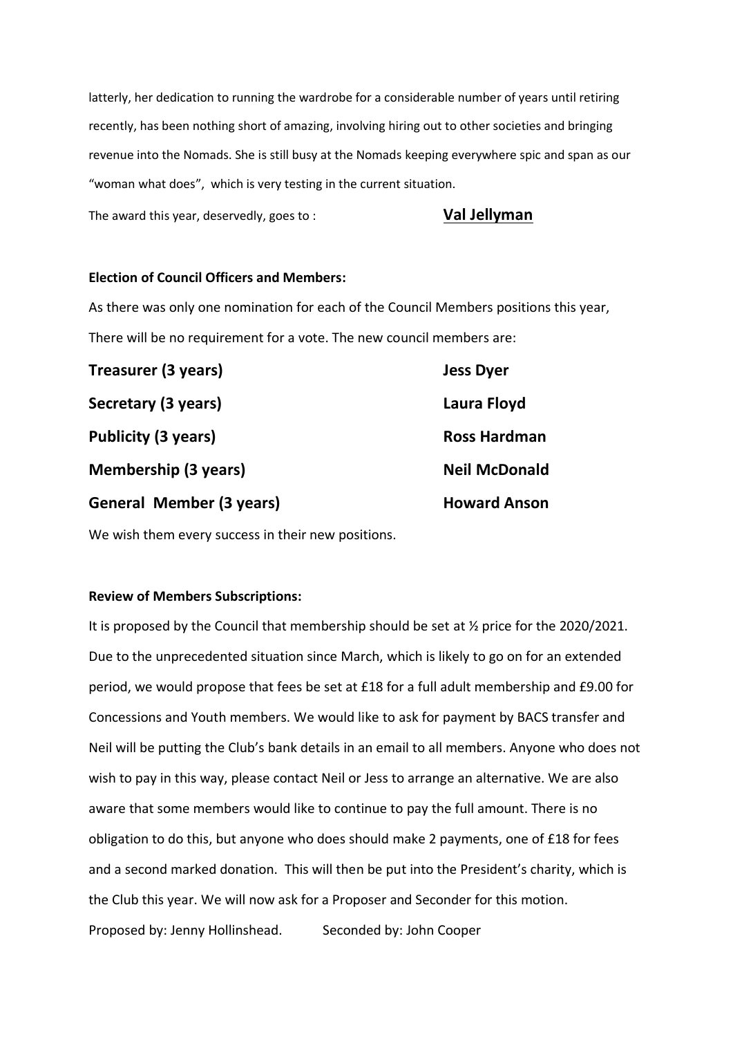latterly, her dedication to running the wardrobe for a considerable number of years until retiring recently, has been nothing short of amazing, involving hiring out to other societies and bringing revenue into the Nomads. She is still busy at the Nomads keeping everywhere spic and span as our "woman what does", which is very testing in the current situation.

The award this year, deservedly, goes to : **Val Jellyman**

**Election of Council Officers and Members:**

As there was only one nomination for each of the Council Members positions this year, There will be no requirement for a vote. The new council members are:

| | |
|---|---|
| **Treasurer (3 years)** | **Jess Dyer** |
| **Secretary (3 years)** | **Laura Floyd** |
| **Publicity (3 years)** | **Ross Hardman** |
| **Membership (3 years)** | **Neil McDonald** |
| **General Member (3 years)** | **Howard Anson** |

We wish them every success in their new positions.

**Review of Members Subscriptions:**

It is proposed by the Council that membership should be set at ½ price for the 2020/2021. Due to the unprecedented situation since March, which is likely to go on for an extended period, we would propose that fees be set at £18 for a full adult membership and £9.00 for Concessions and Youth members. We would like to ask for payment by BACS transfer and Neil will be putting the Club's bank details in an email to all members. Anyone who does not wish to pay in this way, please contact Neil or Jess to arrange an alternative. We are also aware that some members would like to continue to pay the full amount. There is no obligation to do this, but anyone who does should make 2 payments, one of £18 for fees and a second marked donation. This will then be put into the President's charity, which is the Club this year. We will now ask for a Proposer and Seconder for this motion.

Proposed by: Jenny Hollinshead. Seconded by: John Cooper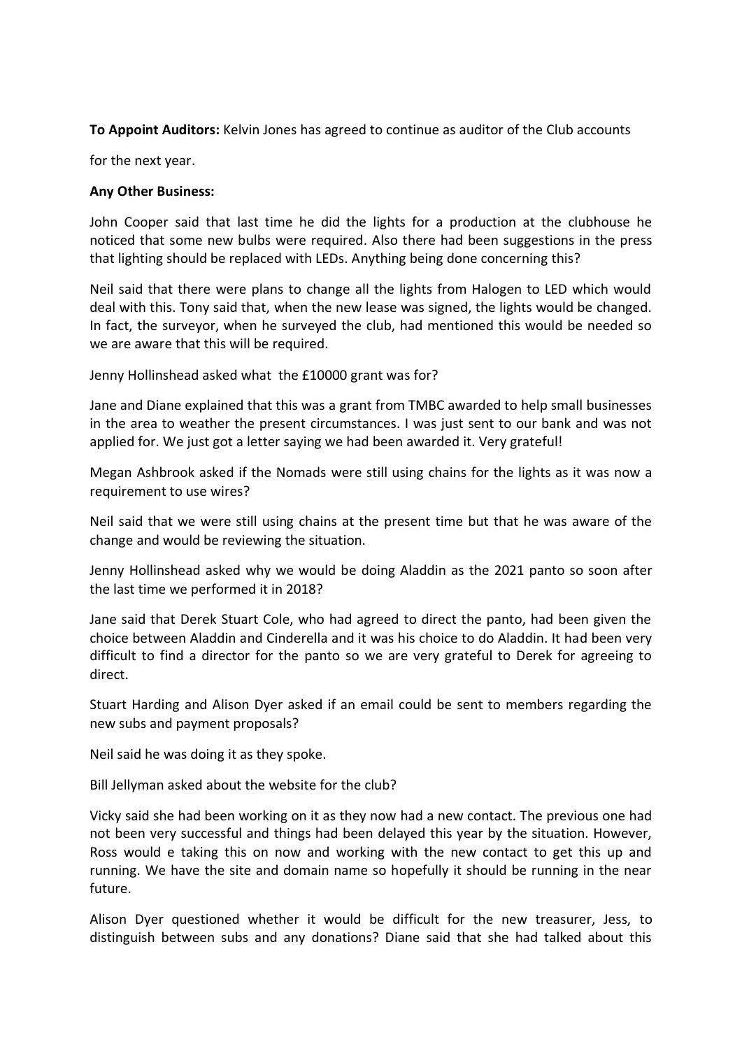**To Appoint Auditors:** Kelvin Jones has agreed to continue as auditor of the Club accounts

for the next year.

**Any Other Business:**

John Cooper said that last time he did the lights for a production at the clubhouse he noticed that some new bulbs were required. Also there had been suggestions in the press that lighting should be replaced with LEDs. Anything being done concerning this?

Neil said that there were plans to change all the lights from Halogen to LED which would deal with this. Tony said that, when the new lease was signed, the lights would be changed. In fact, the surveyor, when he surveyed the club, had mentioned this would be needed so we are aware that this will be required.

Jenny Hollinshead asked what the £10000 grant was for?

Jane and Diane explained that this was a grant from TMBC awarded to help small businesses in the area to weather the present circumstances. I was just sent to our bank and was not applied for. We just got a letter saying we had been awarded it. Very grateful!

Megan Ashbrook asked if the Nomads were still using chains for the lights as it was now a requirement to use wires?

Neil said that we were still using chains at the present time but that he was aware of the change and would be reviewing the situation.

Jenny Hollinshead asked why we would be doing Aladdin as the 2021 panto so soon after the last time we performed it in 2018?

Jane said that Derek Stuart Cole, who had agreed to direct the panto, had been given the choice between Aladdin and Cinderella and it was his choice to do Aladdin. It had been very difficult to find a director for the panto so we are very grateful to Derek for agreeing to direct.

Stuart Harding and Alison Dyer asked if an email could be sent to members regarding the new subs and payment proposals?

Neil said he was doing it as they spoke.

Bill Jellyman asked about the website for the club?

Vicky said she had been working on it as they now had a new contact. The previous one had not been very successful and things had been delayed this year by the situation. However, Ross would e taking this on now and working with the new contact to get this up and running. We have the site and domain name so hopefully it should be running in the near future.

Alison Dyer questioned whether it would be difficult for the new treasurer, Jess, to distinguish between subs and any donations? Diane said that she had talked about this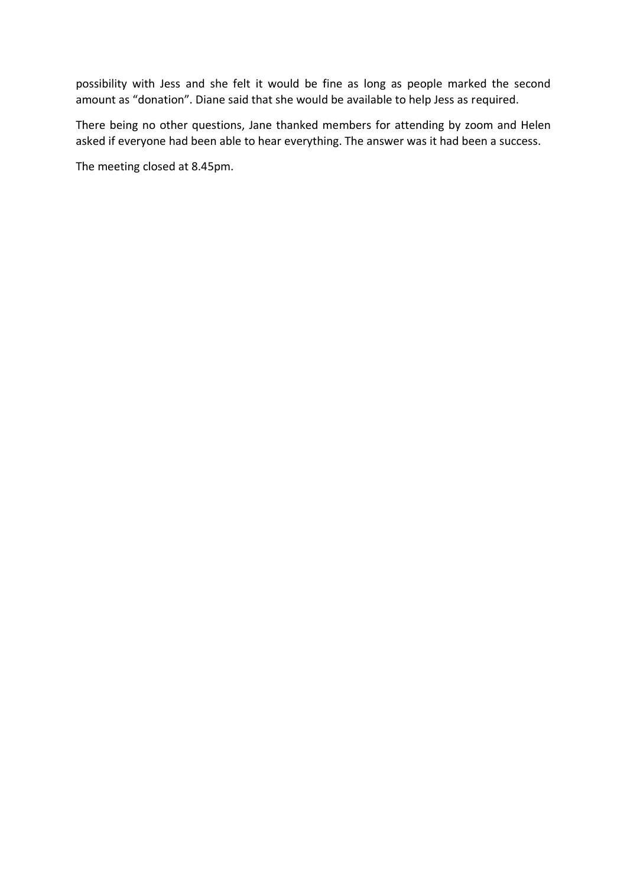possibility with Jess and she felt it would be fine as long as people marked the second amount as “donation”. Diane said that she would be available to help Jess as required.

There being no other questions, Jane thanked members for attending by zoom and Helen asked if everyone had been able to hear everything. The answer was it had been a success.

The meeting closed at 8.45pm.